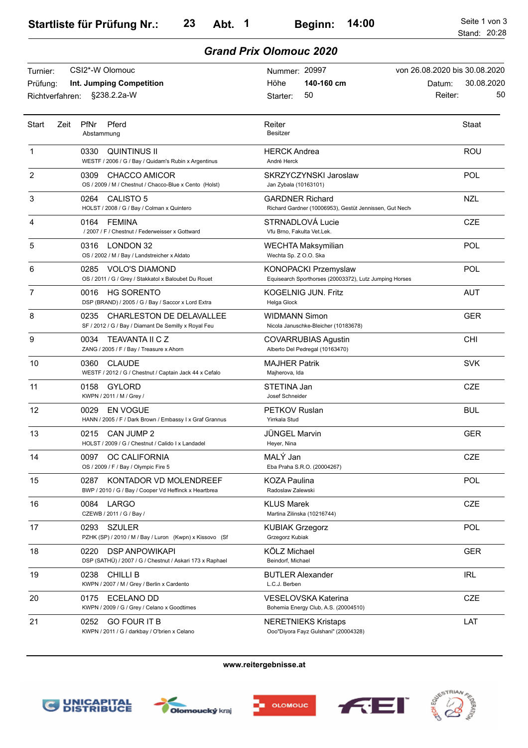# Startliste für Prüfung Nr.: 23 Abt. 1 Beginn: 14:00

Stand: 20:28

## Grand Prix Olomouc 2020

| | | | |
|---|---|---|---|
| Turnier: | CSI2*-W Olomouc | Nummer: 20997 | von 26.08.2020 bis 30.08.2020 |
| Prüfung: | **Int. Jumping Competition** | Höhe **140-160 cm** | Datum: 30.08.2020 |
| Richtverfahren: | §238.2.2a-W | Starter: 50 | Reiter: 50 |

| Start | Zeit | PfNr Pferd / Abstammung | Reiter / Besitzer | Staat |
|---|---|---|---|---|
| 1 | | 0330 QUINTINUS II<br>WESTF / 2006 / G / Bay / Quidam's Rubin x Argentinus | HERCK Andrea<br>André Herck | ROU |
| 2 | | 0309 CHACCO AMICOR<br>OS / 2009 / M / Chestnut / Chacco-Blue x Cento (Holst) | SKRZYCZYNSKI Jaroslaw<br>Jan Zybala (10163101) | POL |
| 3 | | 0264 CALISTO 5<br>HOLST / 2008 / G / Bay / Colman x Quintero | GARDNER Richard<br>Richard Gardner (10006953), Gestüt Jennissen, Gut Nech | NZL |
| 4 | | 0164 FEMINA<br>/ 2007 / F / Chestnut / Federweisser x Gottward | STRNADLOVÁ Lucie<br>Vfu Brno, Fakulta Vet.Lek. | CZE |
| 5 | | 0316 LONDON 32<br>OS / 2002 / M / Bay / Landstreicher x Aldato | WECHTA Maksymilian<br>Wechta Sp. Z O.O. Ska | POL |
| 6 | | 0285 VOLO'S DIAMOND<br>OS / 2011 / G / Grey / Stakkatol x Baloubet Du Rouet | KONOPACKI Przemyslaw<br>Equisearch Sporthorses (20003372), Lutz Jumping Horses | POL |
| 7 | | 0016 HG SORENTO<br>DSP (BRAND) / 2005 / G / Bay / Saccor x Lord Extra | KOGELNIG JUN. Fritz<br>Helga Glock | AUT |
| 8 | | 0235 CHARLESTON DE DELAVALLEE<br>SF / 2012 / G / Bay / Diamant De Semilly x Royal Feu | WIDMANN Simon<br>Nicola Januschke-Bleicher (10183678) | GER |
| 9 | | 0034 TEAVANTA II C Z<br>ZANG / 2005 / F / Bay / Treasure x Ahorn | COVARRUBIAS Agustin<br>Alberto Del Pedregal (10163470) | CHI |
| 10 | | 0360 CLAUDE<br>WESTF / 2012 / G / Chestnut / Captain Jack 44 x Cefalo | MAJHER Patrik<br>Majherova, Ida | SVK |
| 11 | | 0158 GYLORD<br>KWPN / 2011 / M / Grey / | STETINA Jan<br>Josef Schneider | CZE |
| 12 | | 0029 EN VOGUE<br>HANN / 2005 / F / Dark Brown / Embassy I x Graf Grannus | PETKOV Ruslan<br>Yirrkala Stud | BUL |
| 13 | | 0215 CAN JUMP 2<br>HOLST / 2009 / G / Chestnut / Calido I x Landadel | JÜNGEL Marvin<br>Heyer, Nina | GER |
| 14 | | 0097 OC CALIFORNIA<br>OS / 2009 / F / Bay / Olympic Fire 5 | MALÝ Jan<br>Eba Praha S.R.O. (20004267) | CZE |
| 15 | | 0287 KONTADOR VD MOLENDREEF<br>BWP / 2010 / G / Bay / Cooper Vd Heffinck x Heartbrea | KOZA Paulina<br>Radoslaw Zalewski | POL |
| 16 | | 0084 LARGO<br>CZEWB / 2011 / G / Bay / | KLUS Marek<br>Martina Zilinska (10216744) | CZE |
| 17 | | 0293 SZULER<br>PZHK (SP) / 2010 / M / Bay / Luron (Kwpn) x Kissovo (Sf | KUBIAK Grzegorz<br>Grzegorz Kubiak | POL |
| 18 | | 0220 DSP ANPOWIKAPI<br>DSP (SATHÜ) / 2007 / G / Chestnut / Askari 173 x Raphael | KÖLZ Michael<br>Beindorf, Michael | GER |
| 19 | | 0238 CHILLI B<br>KWPN / 2007 / M / Grey / Berlin x Cardento | BUTLER Alexander<br>L.C.J. Berben | IRL |
| 20 | | 0175 ECELANO DD<br>KWPN / 2009 / G / Grey / Celano x Goodtimes | VESELOVSKA Katerina<br>Bohemia Energy Club, A.S. (20004510) | CZE |
| 21 | | 0252 GO FOUR IT B<br>KWPN / 2011 / G / darkbay / O'brien x Celano | NERETNIEKS Kristaps<br>Ooo"Diyora Fayz Gulshani" (20004328) | LAT |

**www.reitergebnisse.at**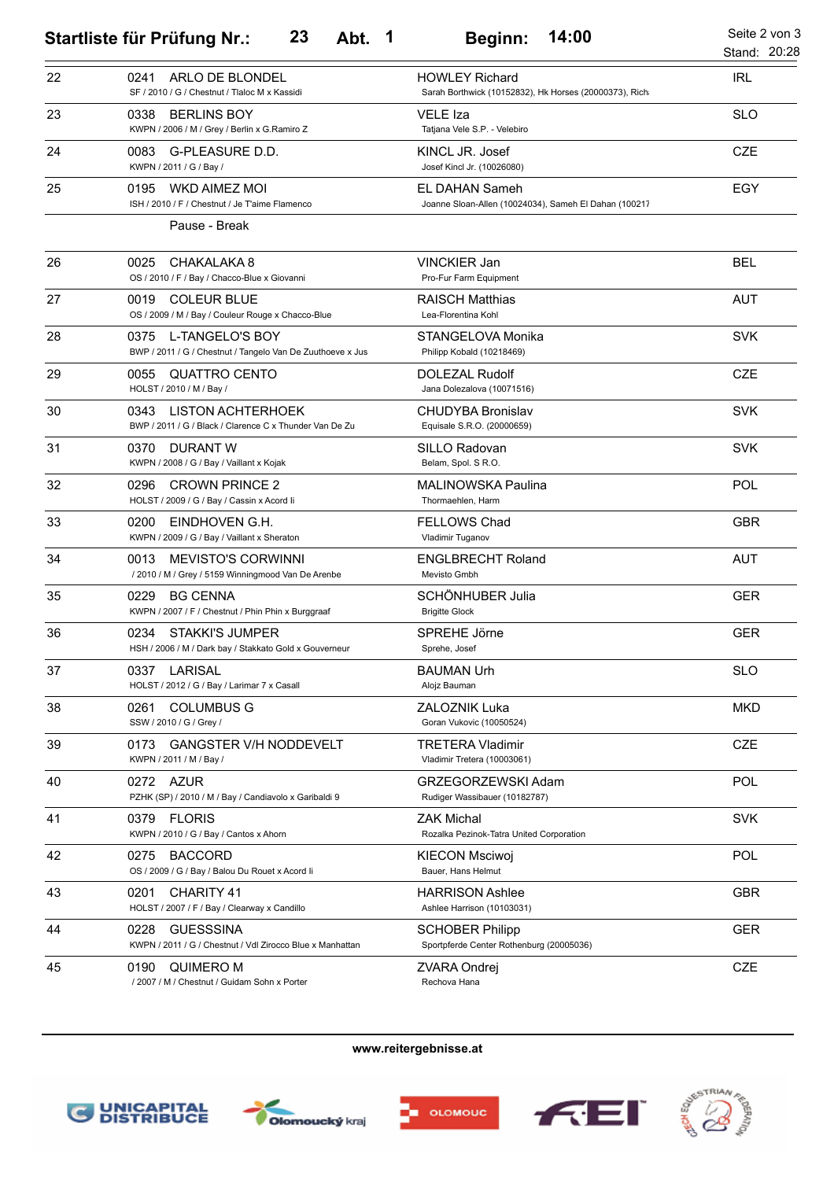# Startliste für Prüfung Nr.: 23 Abt. 1 Beginn: 14:00

Stand: 20:28

| Nr. | Pferd | Reiter / Besitzer | Nation |
|---|---|---|---|
| 22 | 0241 ARLO DE BLONDEL<br>SF / 2010 / G / Chestnut / Tlaloc M x Kassidi | HOWLEY Richard<br>Sarah Borthwick (10152832), Hk Horses (20000373), Rich | IRL |
| 23 | 0338 BERLINS BOY<br>KWPN / 2006 / M / Grey / Berlin x G.Ramiro Z | VELE Iza<br>Tatjana Vele S.P. - Velebiro | SLO |
| 24 | 0083 G-PLEASURE D.D.<br>KWPN / 2011 / G / Bay / | KINCL JR. Josef<br>Josef Kincl Jr. (10026080) | CZE |
| 25 | 0195 WKD AIMEZ MOI<br>ISH / 2010 / F / Chestnut / Je T'aime Flamenco | EL DAHAN Sameh<br>Joanne Sloan-Allen (10024034), Sameh El Dahan (100217 | EGY |
| | Pause - Break | | |
| 26 | 0025 CHAKALAKA 8<br>OS / 2010 / F / Bay / Chacco-Blue x Giovanni | VINCKIER Jan<br>Pro-Fur Farm Equipment | BEL |
| 27 | 0019 COLEUR BLUE<br>OS / 2009 / M / Bay / Couleur Rouge x Chacco-Blue | RAISCH Matthias<br>Lea-Florentina Kohl | AUT |
| 28 | 0375 L-TANGELO'S BOY<br>BWP / 2011 / G / Chestnut / Tangelo Van De Zuuthoeve x Jus | STANGELOVA Monika<br>Philipp Kobald (10218469) | SVK |
| 29 | 0055 QUATTRO CENTO<br>HOLST / 2010 / M / Bay / | DOLEZAL Rudolf<br>Jana Dolezalova (10071516) | CZE |
| 30 | 0343 LISTON ACHTERHOEK<br>BWP / 2011 / G / Black / Clarence C x Thunder Van De Zu | CHUDYBA Bronislav<br>Equisale S.R.O. (20000659) | SVK |
| 31 | 0370 DURANT W<br>KWPN / 2008 / G / Bay / Vaillant x Kojak | SILLO Radovan<br>Belam, Spol. S R.O. | SVK |
| 32 | 0296 CROWN PRINCE 2<br>HOLST / 2009 / G / Bay / Cassin x Acord Ii | MALINOWSKA Paulina<br>Thormaehlen, Harm | POL |
| 33 | 0200 EINDHOVEN G.H.<br>KWPN / 2009 / G / Bay / Vaillant x Sheraton | FELLOWS Chad<br>Vladimir Tuganov | GBR |
| 34 | 0013 MEVISTO'S CORWINNI<br>/ 2010 / M / Grey / 5159 Winningmood Van De Arenbe | ENGLBRECHT Roland<br>Mevisto Gmbh | AUT |
| 35 | 0229 BG CENNA<br>KWPN / 2007 / F / Chestnut / Phin Phin x Burggraaf | SCHÖNHUBER Julia<br>Brigitte Glock | GER |
| 36 | 0234 STAKKI'S JUMPER<br>HSH / 2006 / M / Dark bay / Stakkato Gold x Gouverneur | SPREHE Jörne<br>Sprehe, Josef | GER |
| 37 | 0337 LARISAL<br>HOLST / 2012 / G / Bay / Larimar 7 x Casall | BAUMAN Urh<br>Alojz Bauman | SLO |
| 38 | 0261 COLUMBUS G<br>SSW / 2010 / G / Grey / | ZALOZNIK Luka<br>Goran Vukovic (10050524) | MKD |
| 39 | 0173 GANGSTER V/H NODDEVELT<br>KWPN / 2011 / M / Bay / | TRETERA Vladimir<br>Vladimir Tretera (10003061) | CZE |
| 40 | 0272 AZUR<br>PZHK (SP) / 2010 / M / Bay / Candiavolo x Garibaldi 9 | GRZEGORZEWSKI Adam<br>Rudiger Wassibauer (10182787) | POL |
| 41 | 0379 FLORIS<br>KWPN / 2010 / G / Bay / Cantos x Ahorn | ZAK Michal<br>Rozalka Pezinok-Tatra United Corporation | SVK |
| 42 | 0275 BACCORD<br>OS / 2009 / G / Bay / Balou Du Rouet x Acord Ii | KIECON Msciwoj<br>Bauer, Hans Helmut | POL |
| 43 | 0201 CHARITY 41<br>HOLST / 2007 / F / Bay / Clearway x Candillo | HARRISON Ashlee<br>Ashlee Harrison (10103031) | GBR |
| 44 | 0228 GUESSSINA<br>KWPN / 2011 / G / Chestnut / Vdl Zirocco Blue x Manhattan | SCHOBER Philipp<br>Sportpferde Center Rothenburg (20005036) | GER |
| 45 | 0190 QUIMERO M<br>/ 2007 / M / Chestnut / Guidam Sohn x Porter | ZVARA Ondrej<br>Rechova Hana | CZE |

www.reitergebnisse.at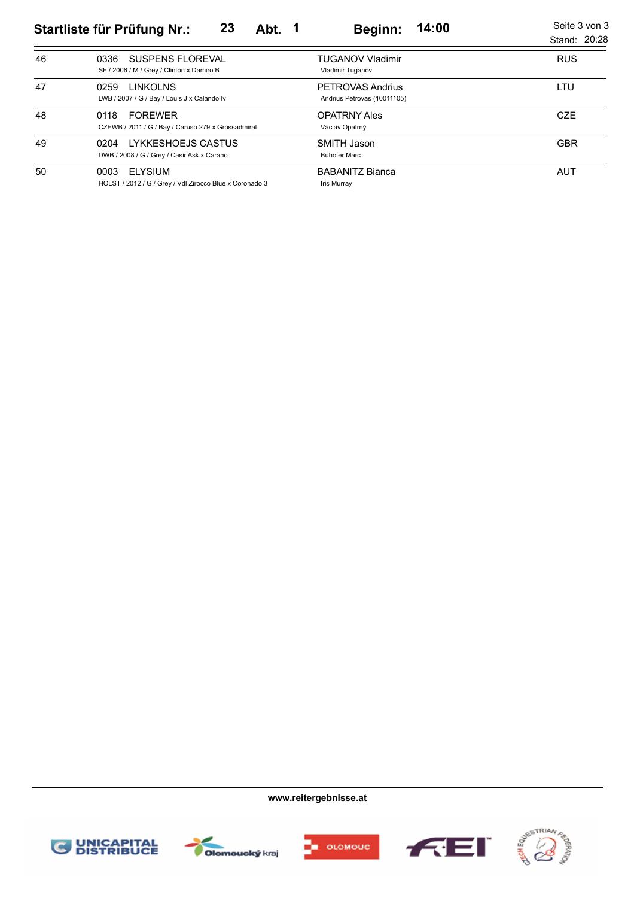## Startliste für Prüfung Nr.: 23 Abt. 1 Beginn: 14:00

Stand: 20:28

| | | | |
|---|---|---|---|
| 46 | 0336 SUSPENS FLOREVAL<br>SF / 2006 / M / Grey / Clinton x Damiro B | TUGANOV Vladimir<br>Vladimir Tuganov | RUS |
| 47 | 0259 LINKOLNS<br>LWB / 2007 / G / Bay / Louis J x Calando Iv | PETROVAS Andrius<br>Andrius Petrovas (10011105) | LTU |
| 48 | 0118 FOREWER<br>CZEWB / 2011 / G / Bay / Caruso 279 x Grossadmiral | OPATRNY Ales<br>Václav Opatrný | CZE |
| 49 | 0204 LYKKESHOEJS CASTUS<br>DWB / 2008 / G / Grey / Casir Ask x Carano | SMITH Jason<br>Buhofer Marc | GBR |
| 50 | 0003 ELYSIUM<br>HOLST / 2012 / G / Grey / Vdl Zirocco Blue x Coronado 3 | BABANITZ Bianca<br>Iris Murray | AUT |

**www.reitergebnisse.at**